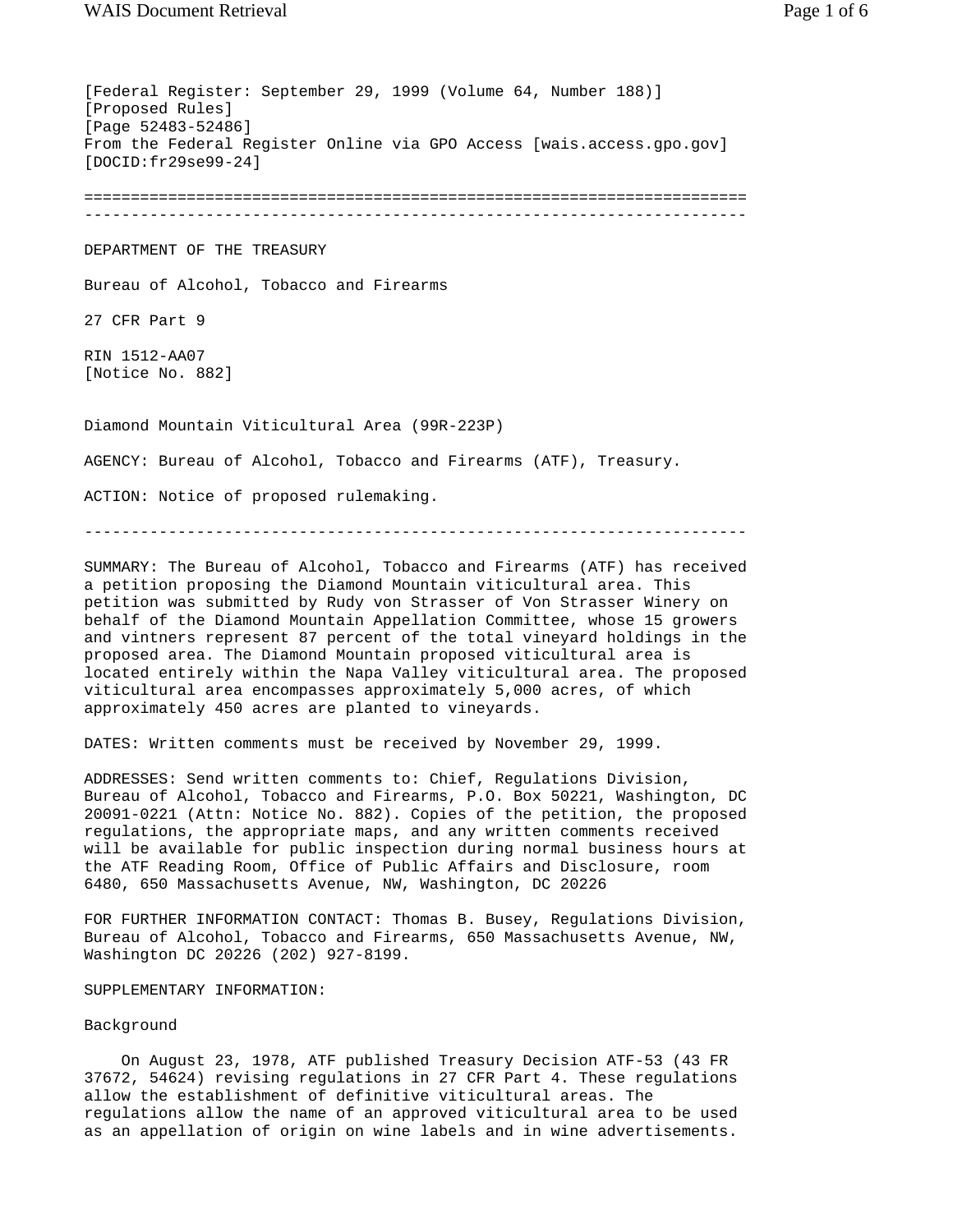[Federal Register: September 29, 1999 (Volume 64, Number 188)]
[Proposed Rules]
[Page 52483-52486]
From the Federal Register Online via GPO Access [wais.access.gpo.gov]
[DOCID:fr29se99-24]

---

DEPARTMENT OF THE TREASURY

Bureau of Alcohol, Tobacco and Firearms

27 CFR Part 9

RIN 1512-AA07
[Notice No. 882]

# Diamond Mountain Viticultural Area (99R-223P)

AGENCY: Bureau of Alcohol, Tobacco and Firearms (ATF), Treasury.

ACTION: Notice of proposed rulemaking.

---

SUMMARY: The Bureau of Alcohol, Tobacco and Firearms (ATF) has received a petition proposing the Diamond Mountain viticultural area. This petition was submitted by Rudy von Strasser of Von Strasser Winery on behalf of the Diamond Mountain Appellation Committee, whose 15 growers and vintners represent 87 percent of the total vineyard holdings in the proposed area. The Diamond Mountain proposed viticultural area is located entirely within the Napa Valley viticultural area. The proposed viticultural area encompasses approximately 5,000 acres, of which approximately 450 acres are planted to vineyards.

DATES: Written comments must be received by November 29, 1999.

ADDRESSES: Send written comments to: Chief, Regulations Division, Bureau of Alcohol, Tobacco and Firearms, P.O. Box 50221, Washington, DC 20091-0221 (Attn: Notice No. 882). Copies of the petition, the proposed regulations, the appropriate maps, and any written comments received will be available for public inspection during normal business hours at the ATF Reading Room, Office of Public Affairs and Disclosure, room 6480, 650 Massachusetts Avenue, NW, Washington, DC 20226

FOR FURTHER INFORMATION CONTACT: Thomas B. Busey, Regulations Division, Bureau of Alcohol, Tobacco and Firearms, 650 Massachusetts Avenue, NW, Washington DC 20226 (202) 927-8199.

SUPPLEMENTARY INFORMATION:

## Background

On August 23, 1978, ATF published Treasury Decision ATF-53 (43 FR 37672, 54624) revising regulations in 27 CFR Part 4. These regulations allow the establishment of definitive viticultural areas. The regulations allow the name of an approved viticultural area to be used as an appellation of origin on wine labels and in wine advertisements.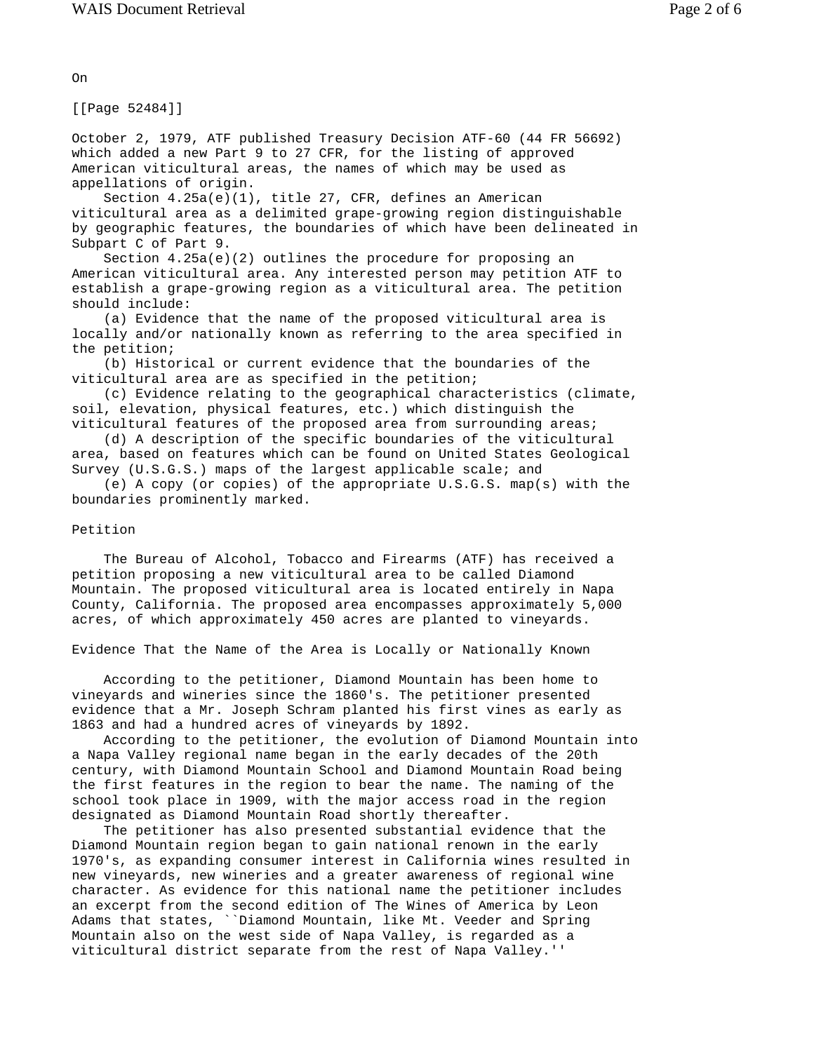On

[[Page 52484]]

October 2, 1979, ATF published Treasury Decision ATF-60 (44 FR 56692) which added a new Part 9 to 27 CFR, for the listing of approved American viticultural areas, the names of which may be used as appellations of origin.

Section 4.25a(e)(1), title 27, CFR, defines an American viticultural area as a delimited grape-growing region distinguishable by geographic features, the boundaries of which have been delineated in Subpart C of Part 9.

Section 4.25a(e)(2) outlines the procedure for proposing an American viticultural area. Any interested person may petition ATF to establish a grape-growing region as a viticultural area. The petition should include:

(a) Evidence that the name of the proposed viticultural area is locally and/or nationally known as referring to the area specified in the petition;

(b) Historical or current evidence that the boundaries of the viticultural area are as specified in the petition;

(c) Evidence relating to the geographical characteristics (climate, soil, elevation, physical features, etc.) which distinguish the viticultural features of the proposed area from surrounding areas;

(d) A description of the specific boundaries of the viticultural area, based on features which can be found on United States Geological Survey (U.S.G.S.) maps of the largest applicable scale; and

(e) A copy (or copies) of the appropriate U.S.G.S. map(s) with the boundaries prominently marked.

## Petition

The Bureau of Alcohol, Tobacco and Firearms (ATF) has received a petition proposing a new viticultural area to be called Diamond Mountain. The proposed viticultural area is located entirely in Napa County, California. The proposed area encompasses approximately 5,000 acres, of which approximately 450 acres are planted to vineyards.

## Evidence That the Name of the Area is Locally or Nationally Known

According to the petitioner, Diamond Mountain has been home to vineyards and wineries since the 1860's. The petitioner presented evidence that a Mr. Joseph Schram planted his first vines as early as 1863 and had a hundred acres of vineyards by 1892.

According to the petitioner, the evolution of Diamond Mountain into a Napa Valley regional name began in the early decades of the 20th century, with Diamond Mountain School and Diamond Mountain Road being the first features in the region to bear the name. The naming of the school took place in 1909, with the major access road in the region designated as Diamond Mountain Road shortly thereafter.

The petitioner has also presented substantial evidence that the Diamond Mountain region began to gain national renown in the early 1970's, as expanding consumer interest in California wines resulted in new vineyards, new wineries and a greater awareness of regional wine character. As evidence for this national name the petitioner includes an excerpt from the second edition of The Wines of America by Leon Adams that states, ``Diamond Mountain, like Mt. Veeder and Spring Mountain also on the west side of Napa Valley, is regarded as a viticultural district separate from the rest of Napa Valley.''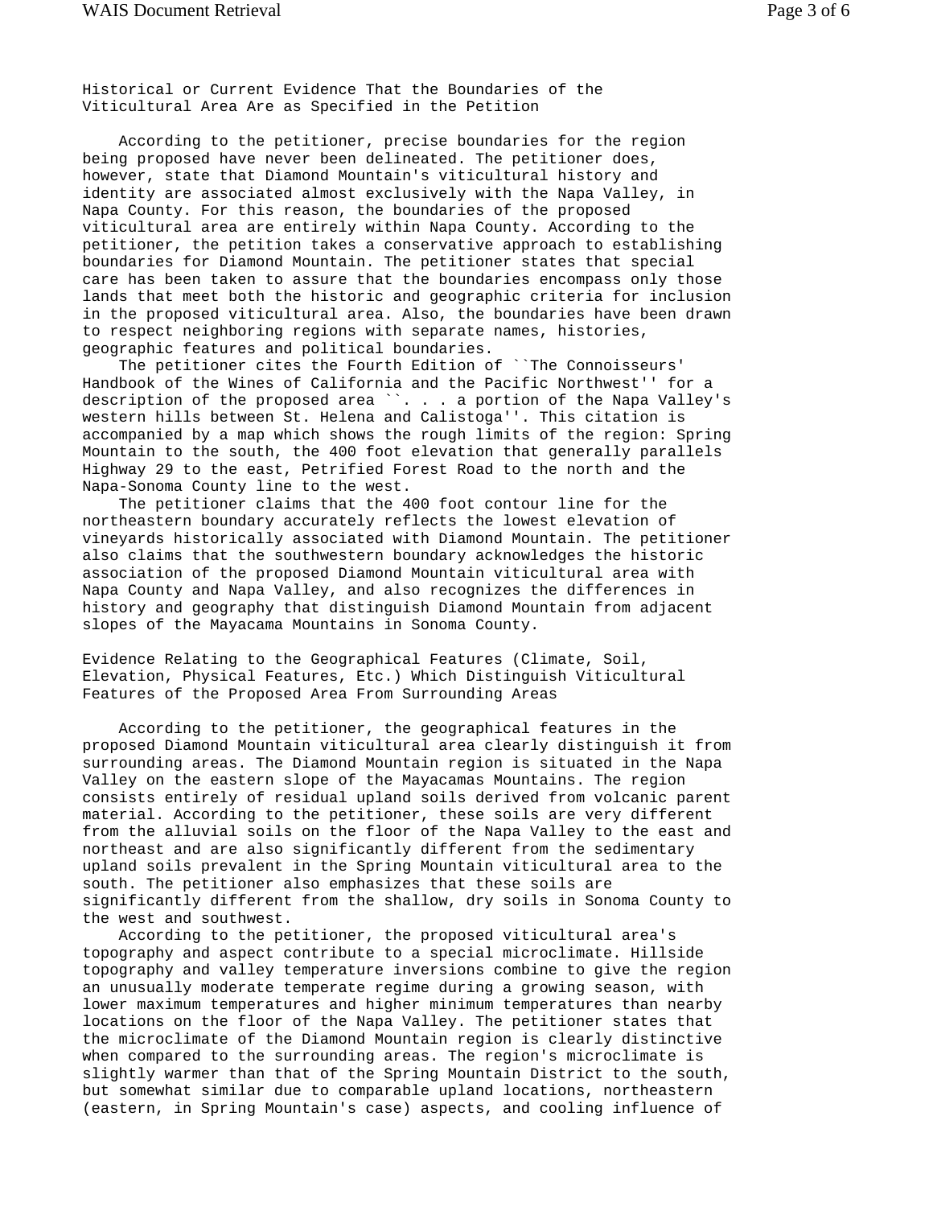## Historical or Current Evidence That the Boundaries of the Viticultural Area Are as Specified in the Petition

According to the petitioner, precise boundaries for the region being proposed have never been delineated. The petitioner does, however, state that Diamond Mountain's viticultural history and identity are associated almost exclusively with the Napa Valley, in Napa County. For this reason, the boundaries of the proposed viticultural area are entirely within Napa County. According to the petitioner, the petition takes a conservative approach to establishing boundaries for Diamond Mountain. The petitioner states that special care has been taken to assure that the boundaries encompass only those lands that meet both the historic and geographic criteria for inclusion in the proposed viticultural area. Also, the boundaries have been drawn to respect neighboring regions with separate names, histories, geographic features and political boundaries.

The petitioner cites the Fourth Edition of ``The Connoisseurs' Handbook of the Wines of California and the Pacific Northwest'' for a description of the proposed area ``. . . a portion of the Napa Valley's western hills between St. Helena and Calistoga''. This citation is accompanied by a map which shows the rough limits of the region: Spring Mountain to the south, the 400 foot elevation that generally parallels Highway 29 to the east, Petrified Forest Road to the north and the Napa-Sonoma County line to the west.

The petitioner claims that the 400 foot contour line for the northeastern boundary accurately reflects the lowest elevation of vineyards historically associated with Diamond Mountain. The petitioner also claims that the southwestern boundary acknowledges the historic association of the proposed Diamond Mountain viticultural area with Napa County and Napa Valley, and also recognizes the differences in history and geography that distinguish Diamond Mountain from adjacent slopes of the Mayacama Mountains in Sonoma County.

## Evidence Relating to the Geographical Features (Climate, Soil, Elevation, Physical Features, Etc.) Which Distinguish Viticultural Features of the Proposed Area From Surrounding Areas

According to the petitioner, the geographical features in the proposed Diamond Mountain viticultural area clearly distinguish it from surrounding areas. The Diamond Mountain region is situated in the Napa Valley on the eastern slope of the Mayacamas Mountains. The region consists entirely of residual upland soils derived from volcanic parent material. According to the petitioner, these soils are very different from the alluvial soils on the floor of the Napa Valley to the east and northeast and are also significantly different from the sedimentary upland soils prevalent in the Spring Mountain viticultural area to the south. The petitioner also emphasizes that these soils are significantly different from the shallow, dry soils in Sonoma County to the west and southwest.

According to the petitioner, the proposed viticultural area's topography and aspect contribute to a special microclimate. Hillside topography and valley temperature inversions combine to give the region an unusually moderate temperate regime during a growing season, with lower maximum temperatures and higher minimum temperatures than nearby locations on the floor of the Napa Valley. The petitioner states that the microclimate of the Diamond Mountain region is clearly distinctive when compared to the surrounding areas. The region's microclimate is slightly warmer than that of the Spring Mountain District to the south, but somewhat similar due to comparable upland locations, northeastern (eastern, in Spring Mountain's case) aspects, and cooling influence of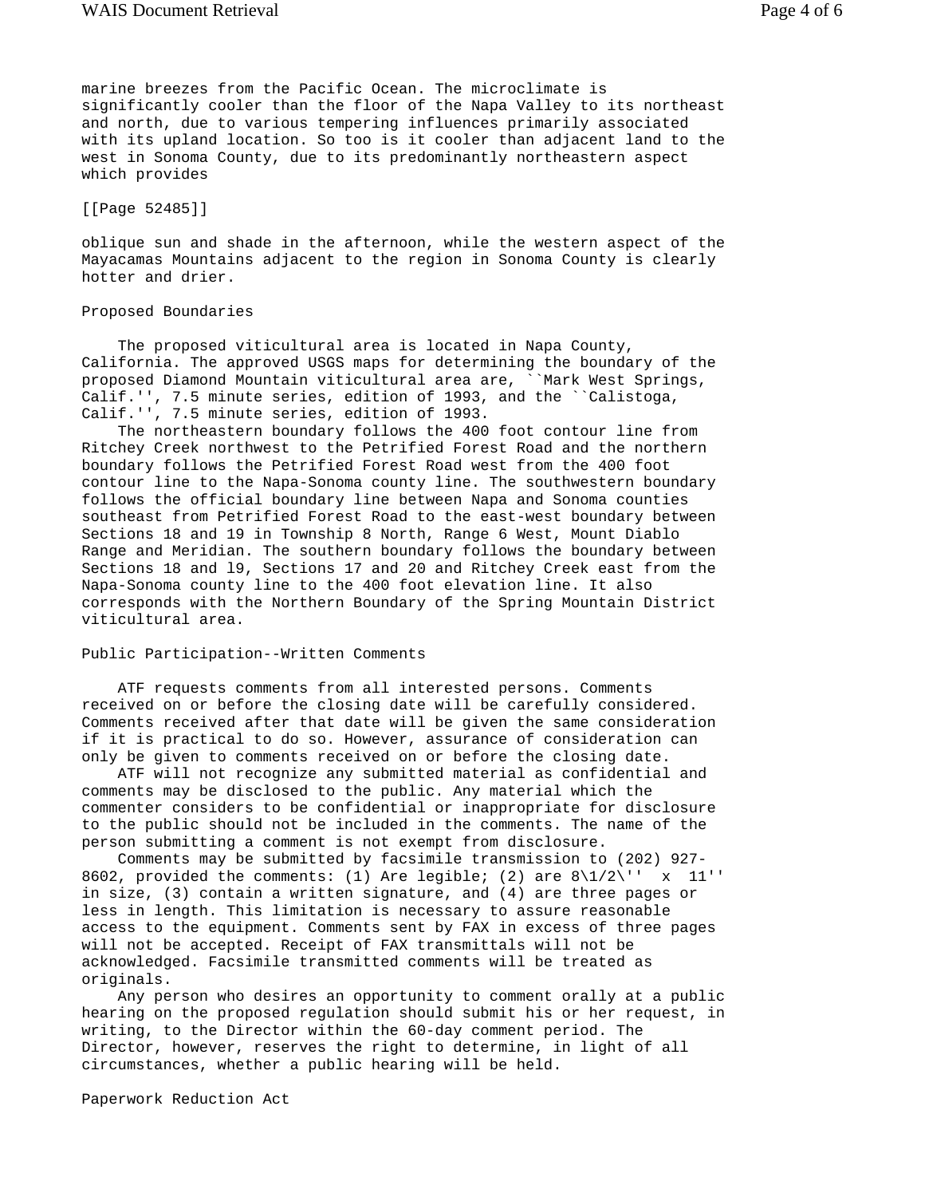marine breezes from the Pacific Ocean. The microclimate is significantly cooler than the floor of the Napa Valley to its northeast and north, due to various tempering influences primarily associated with its upland location. So too is it cooler than adjacent land to the west in Sonoma County, due to its predominantly northeastern aspect which provides

[[Page 52485]]

oblique sun and shade in the afternoon, while the western aspect of the Mayacamas Mountains adjacent to the region in Sonoma County is clearly hotter and drier.

## Proposed Boundaries

The proposed viticultural area is located in Napa County, California. The approved USGS maps for determining the boundary of the proposed Diamond Mountain viticultural area are, ``Mark West Springs, Calif.'', 7.5 minute series, edition of 1993, and the ``Calistoga, Calif.'', 7.5 minute series, edition of 1993.

The northeastern boundary follows the 400 foot contour line from Ritchey Creek northwest to the Petrified Forest Road and the northern boundary follows the Petrified Forest Road west from the 400 foot contour line to the Napa-Sonoma county line. The southwestern boundary follows the official boundary line between Napa and Sonoma counties southeast from Petrified Forest Road to the east-west boundary between Sections 18 and 19 in Township 8 North, Range 6 West, Mount Diablo Range and Meridian. The southern boundary follows the boundary between Sections 18 and l9, Sections 17 and 20 and Ritchey Creek east from the Napa-Sonoma county line to the 400 foot elevation line. It also corresponds with the Northern Boundary of the Spring Mountain District viticultural area.

## Public Participation--Written Comments

ATF requests comments from all interested persons. Comments received on or before the closing date will be carefully considered. Comments received after that date will be given the same consideration if it is practical to do so. However, assurance of consideration can only be given to comments received on or before the closing date.

ATF will not recognize any submitted material as confidential and comments may be disclosed to the public. Any material which the commenter considers to be confidential or inappropriate for disclosure to the public should not be included in the comments. The name of the person submitting a comment is not exempt from disclosure.

Comments may be submitted by facsimile transmission to (202) 927-8602, provided the comments: (1) Are legible; (2) are 8\1/2\'' x 11'' in size, (3) contain a written signature, and (4) are three pages or less in length. This limitation is necessary to assure reasonable access to the equipment. Comments sent by FAX in excess of three pages will not be accepted. Receipt of FAX transmittals will not be acknowledged. Facsimile transmitted comments will be treated as originals.

Any person who desires an opportunity to comment orally at a public hearing on the proposed regulation should submit his or her request, in writing, to the Director within the 60-day comment period. The Director, however, reserves the right to determine, in light of all circumstances, whether a public hearing will be held.

## Paperwork Reduction Act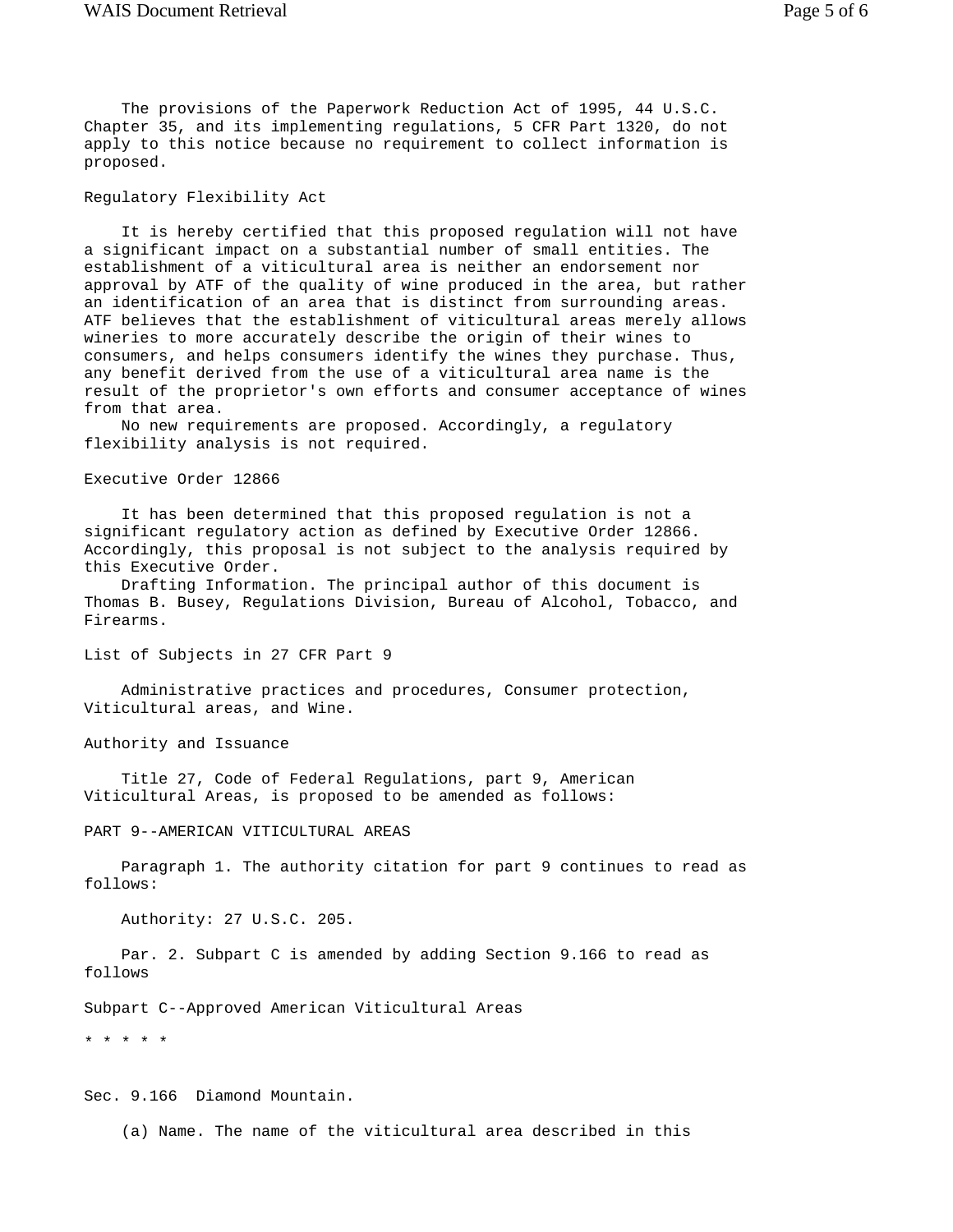The provisions of the Paperwork Reduction Act of 1995, 44 U.S.C. Chapter 35, and its implementing regulations, 5 CFR Part 1320, do not apply to this notice because no requirement to collect information is proposed.

## Regulatory Flexibility Act

It is hereby certified that this proposed regulation will not have a significant impact on a substantial number of small entities. The establishment of a viticultural area is neither an endorsement nor approval by ATF of the quality of wine produced in the area, but rather an identification of an area that is distinct from surrounding areas. ATF believes that the establishment of viticultural areas merely allows wineries to more accurately describe the origin of their wines to consumers, and helps consumers identify the wines they purchase. Thus, any benefit derived from the use of a viticultural area name is the result of the proprietor's own efforts and consumer acceptance of wines from that area.

No new requirements are proposed. Accordingly, a regulatory flexibility analysis is not required.

## Executive Order 12866

It has been determined that this proposed regulation is not a significant regulatory action as defined by Executive Order 12866. Accordingly, this proposal is not subject to the analysis required by this Executive Order.

Drafting Information. The principal author of this document is Thomas B. Busey, Regulations Division, Bureau of Alcohol, Tobacco, and Firearms.

## List of Subjects in 27 CFR Part 9

Administrative practices and procedures, Consumer protection, Viticultural areas, and Wine.

## Authority and Issuance

Title 27, Code of Federal Regulations, part 9, American Viticultural Areas, is proposed to be amended as follows:

## PART 9--AMERICAN VITICULTURAL AREAS

Paragraph 1. The authority citation for part 9 continues to read as follows:

Authority: 27 U.S.C. 205.

Par. 2. Subpart C is amended by adding Section 9.166 to read as follows

## Subpart C--Approved American Viticultural Areas

* * * * *

### Sec. 9.166 Diamond Mountain.

(a) Name. The name of the viticultural area described in this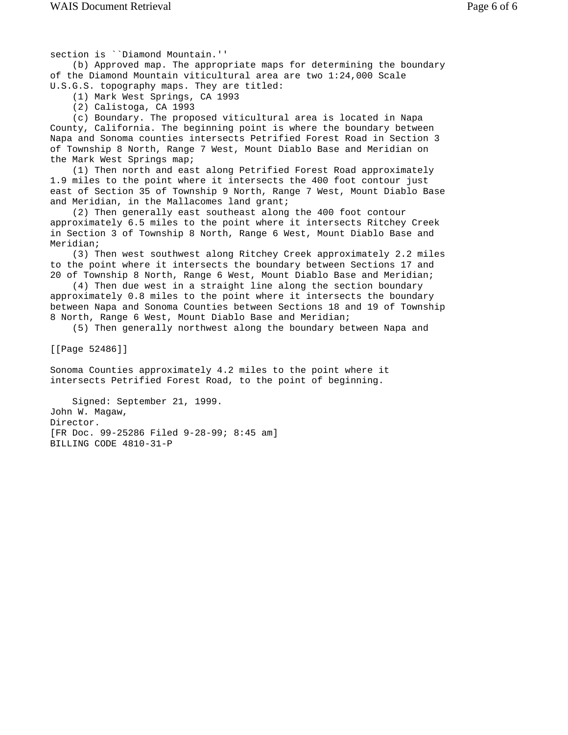section is ``Diamond Mountain.''

(b) Approved map. The appropriate maps for determining the boundary of the Diamond Mountain viticultural area are two 1:24,000 Scale U.S.G.S. topography maps. They are titled:

(1) Mark West Springs, CA 1993

(2) Calistoga, CA 1993

(c) Boundary. The proposed viticultural area is located in Napa County, California. The beginning point is where the boundary between Napa and Sonoma counties intersects Petrified Forest Road in Section 3 of Township 8 North, Range 7 West, Mount Diablo Base and Meridian on the Mark West Springs map;

(1) Then north and east along Petrified Forest Road approximately 1.9 miles to the point where it intersects the 400 foot contour just east of Section 35 of Township 9 North, Range 7 West, Mount Diablo Base and Meridian, in the Mallacomes land grant;

(2) Then generally east southeast along the 400 foot contour approximately 6.5 miles to the point where it intersects Ritchey Creek in Section 3 of Township 8 North, Range 6 West, Mount Diablo Base and Meridian;

(3) Then west southwest along Ritchey Creek approximately 2.2 miles to the point where it intersects the boundary between Sections 17 and 20 of Township 8 North, Range 6 West, Mount Diablo Base and Meridian;

(4) Then due west in a straight line along the section boundary approximately 0.8 miles to the point where it intersects the boundary between Napa and Sonoma Counties between Sections 18 and 19 of Township 8 North, Range 6 West, Mount Diablo Base and Meridian;

(5) Then generally northwest along the boundary between Napa and

[[Page 52486]]

Sonoma Counties approximately 4.2 miles to the point where it intersects Petrified Forest Road, to the point of beginning.

Signed: September 21, 1999.

John W. Magaw,
Director.

[FR Doc. 99-25286 Filed 9-28-99; 8:45 am]

BILLING CODE 4810-31-P